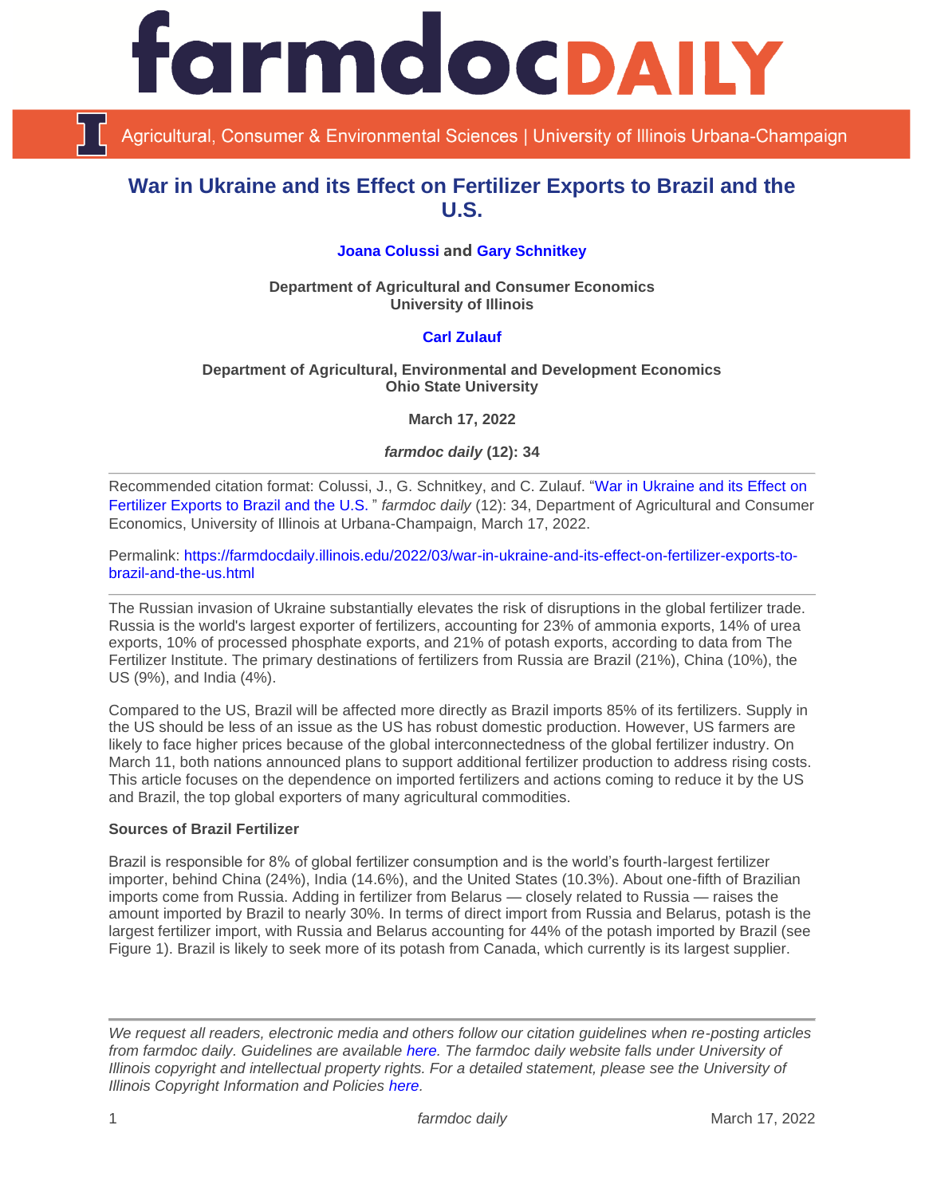# War in Ukraine and its Effect on Fertilizer Exports to Brazil and the U.S.

**Joana Colussi** and **Gary Schnitkey**

**Department of Agricultural and Consumer Economics**
**University of Illinois**

**Carl Zulauf**

**Department of Agricultural, Environmental and Development Economics**
**Ohio State University**

**March 17, 2022**

***farmdoc daily* (12): 34**

---

Recommended citation format: Colussi, J., G. Schnitkey, and C. Zulauf. "War in Ukraine and its Effect on Fertilizer Exports to Brazil and the U.S. " *farmdoc daily* (12): 34, Department of Agricultural and Consumer Economics, University of Illinois at Urbana-Champaign, March 17, 2022.

Permalink: https://farmdocdaily.illinois.edu/2022/03/war-in-ukraine-and-its-effect-on-fertilizer-exports-to-brazil-and-the-us.html

---

The Russian invasion of Ukraine substantially elevates the risk of disruptions in the global fertilizer trade. Russia is the world's largest exporter of fertilizers, accounting for 23% of ammonia exports, 14% of urea exports, 10% of processed phosphate exports, and 21% of potash exports, according to data from The Fertilizer Institute. The primary destinations of fertilizers from Russia are Brazil (21%), China (10%), the US (9%), and India (4%).

Compared to the US, Brazil will be affected more directly as Brazil imports 85% of its fertilizers. Supply in the US should be less of an issue as the US has robust domestic production. However, US farmers are likely to face higher prices because of the global interconnectedness of the global fertilizer industry. On March 11, both nations announced plans to support additional fertilizer production to address rising costs. This article focuses on the dependence on imported fertilizers and actions coming to reduce it by the US and Brazil, the top global exporters of many agricultural commodities.

**Sources of Brazil Fertilizer**

Brazil is responsible for 8% of global fertilizer consumption and is the world's fourth-largest fertilizer importer, behind China (24%), India (14.6%), and the United States (10.3%). About one-fifth of Brazilian imports come from Russia. Adding in fertilizer from Belarus — closely related to Russia — raises the amount imported by Brazil to nearly 30%. In terms of direct import from Russia and Belarus, potash is the largest fertilizer import, with Russia and Belarus accounting for 44% of the potash imported by Brazil (see Figure 1). Brazil is likely to seek more of its potash from Canada, which currently is its largest supplier.

---

*We request all readers, electronic media and others follow our citation guidelines when re-posting articles from farmdoc daily. Guidelines are available here. The farmdoc daily website falls under University of Illinois copyright and intellectual property rights. For a detailed statement, please see the University of Illinois Copyright Information and Policies here.*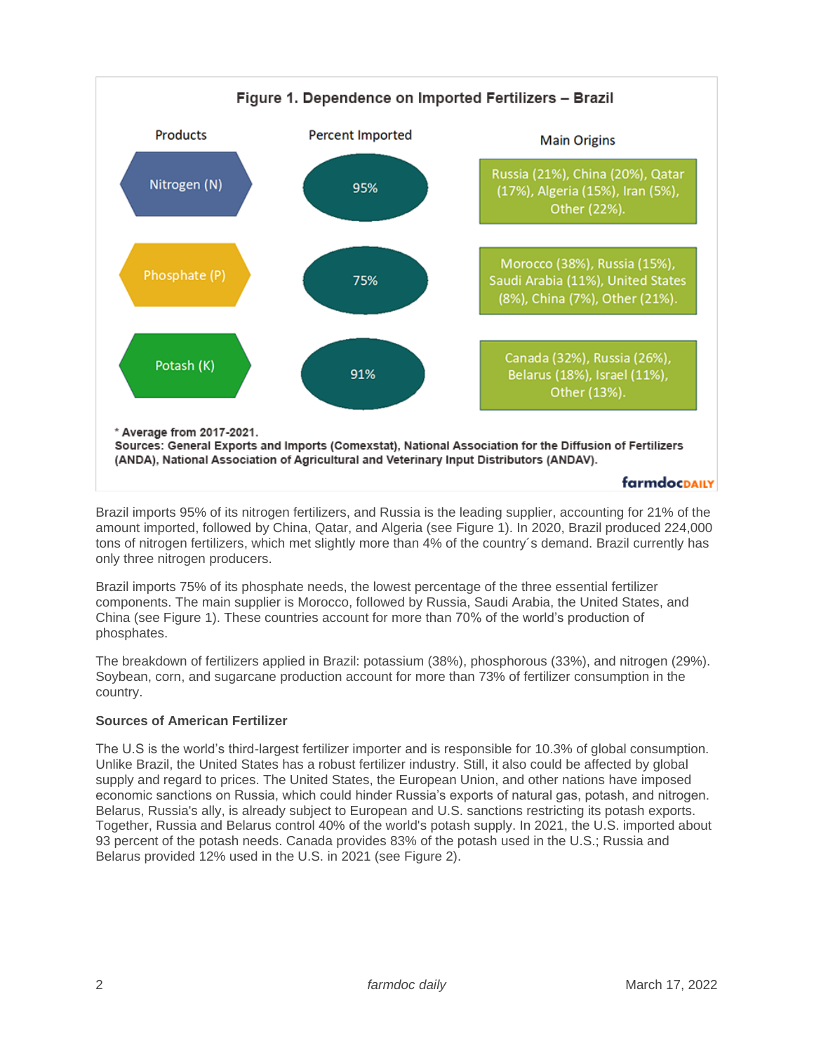**Figure 1. Dependence on Imported Fertilizers – Brazil**

| Products | Percent Imported | Main Origins |
| --- | --- | --- |
| Nitrogen (N) | 95% | Russia (21%), China (20%), Qatar (17%), Algeria (15%), Iran (5%), Other (22%). |
| Phosphate (P) | 75% | Morocco (38%), Russia (15%), Saudi Arabia (11%), United States (8%), China (7%), Other (21%). |
| Potash (K) | 91% | Canada (32%), Russia (26%), Belarus (18%), Israel (11%), Other (13%). |

**\* Average from 2017-2021.**
**Sources: General Exports and Imports (Comexstat), National Association for the Diffusion of Fertilizers (ANDA), National Association of Agricultural and Veterinary Input Distributors (ANDAV).**

Brazil imports 95% of its nitrogen fertilizers, and Russia is the leading supplier, accounting for 21% of the amount imported, followed by China, Qatar, and Algeria (see Figure 1). In 2020, Brazil produced 224,000 tons of nitrogen fertilizers, which met slightly more than 4% of the country´s demand. Brazil currently has only three nitrogen producers.

Brazil imports 75% of its phosphate needs, the lowest percentage of the three essential fertilizer components. The main supplier is Morocco, followed by Russia, Saudi Arabia, the United States, and China (see Figure 1). These countries account for more than 70% of the world's production of phosphates.

The breakdown of fertilizers applied in Brazil: potassium (38%), phosphorous (33%), and nitrogen (29%). Soybean, corn, and sugarcane production account for more than 73% of fertilizer consumption in the country.

**Sources of American Fertilizer**

The U.S is the world's third-largest fertilizer importer and is responsible for 10.3% of global consumption. Unlike Brazil, the United States has a robust fertilizer industry. Still, it also could be affected by global supply and regard to prices. The United States, the European Union, and other nations have imposed economic sanctions on Russia, which could hinder Russia's exports of natural gas, potash, and nitrogen. Belarus, Russia's ally, is already subject to European and U.S. sanctions restricting its potash exports. Together, Russia and Belarus control 40% of the world's potash supply. In 2021, the U.S. imported about 93 percent of the potash needs. Canada provides 83% of the potash used in the U.S.; Russia and Belarus provided 12% used in the U.S. in 2021 (see Figure 2).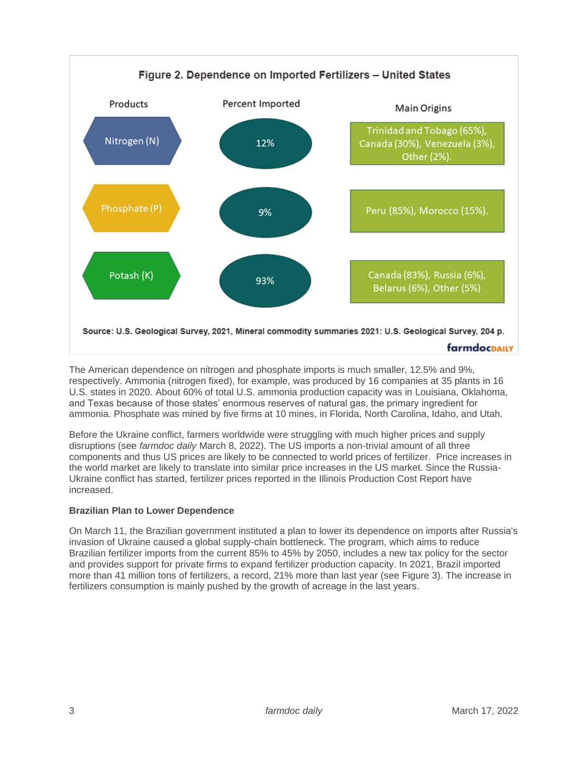**Figure 2. Dependence on Imported Fertilizers – United States**

| Products | Percent Imported | Main Origins |
| --- | --- | --- |
| Nitrogen (N) | 12% | Trinidad and Tobago (65%), Canada (30%), Venezuela (3%), Other (2%). |
| Phosphate (P) | 9% | Peru (85%), Morocco (15%). |
| Potash (K) | 93% | Canada (83%), Russia (6%), Belarus (6%), Other (5%) |

**Source: U.S. Geological Survey, 2021, Mineral commodity summaries 2021: U.S. Geological Survey, 204 p.**

The American dependence on nitrogen and phosphate imports is much smaller, 12.5% and 9%, respectively. Ammonia (nitrogen fixed), for example, was produced by 16 companies at 35 plants in 16 U.S. states in 2020. About 60% of total U.S. ammonia production capacity was in Louisiana, Oklahoma, and Texas because of those states' enormous reserves of natural gas, the primary ingredient for ammonia. Phosphate was mined by five firms at 10 mines, in Florida, North Carolina, Idaho, and Utah.

Before the Ukraine conflict, farmers worldwide were struggling with much higher prices and supply disruptions (see *farmdoc daily* March 8, 2022). The US imports a non-trivial amount of all three components and thus US prices are likely to be connected to world prices of fertilizer. Price increases in the world market are likely to translate into similar price increases in the US market. Since the Russia-Ukraine conflict has started, fertilizer prices reported in the Illinois Production Cost Report have increased.

**Brazilian Plan to Lower Dependence**

On March 11, the Brazilian government instituted a plan to lower its dependence on imports after Russia's invasion of Ukraine caused a global supply-chain bottleneck. The program, which aims to reduce Brazilian fertilizer imports from the current 85% to 45% by 2050, includes a new tax policy for the sector and provides support for private firms to expand fertilizer production capacity. In 2021, Brazil imported more than 41 million tons of fertilizers, a record, 21% more than last year (see Figure 3). The increase in fertilizers consumption is mainly pushed by the growth of acreage in the last years.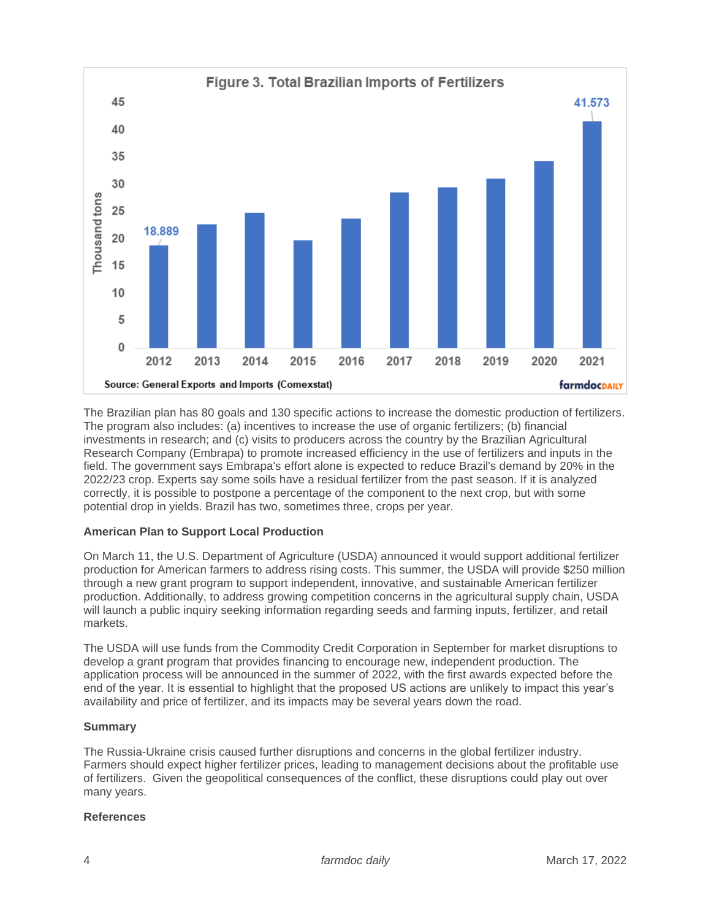**Figure 3. Total Brazilian Imports of Fertilizers**

Source: General Exports and Imports (Comexstat)

The Brazilian plan has 80 goals and 130 specific actions to increase the domestic production of fertilizers. The program also includes: (a) incentives to increase the use of organic fertilizers; (b) financial investments in research; and (c) visits to producers across the country by the Brazilian Agricultural Research Company (Embrapa) to promote increased efficiency in the use of fertilizers and inputs in the field. The government says Embrapa's effort alone is expected to reduce Brazil's demand by 20% in the 2022/23 crop. Experts say some soils have a residual fertilizer from the past season. If it is analyzed correctly, it is possible to postpone a percentage of the component to the next crop, but with some potential drop in yields. Brazil has two, sometimes three, crops per year.

**American Plan to Support Local Production**

On March 11, the U.S. Department of Agriculture (USDA) announced it would support additional fertilizer production for American farmers to address rising costs. This summer, the USDA will provide $250 million through a new grant program to support independent, innovative, and sustainable American fertilizer production. Additionally, to address growing competition concerns in the agricultural supply chain, USDA will launch a public inquiry seeking information regarding seeds and farming inputs, fertilizer, and retail markets.

The USDA will use funds from the Commodity Credit Corporation in September for market disruptions to develop a grant program that provides financing to encourage new, independent production. The application process will be announced in the summer of 2022, with the first awards expected before the end of the year. It is essential to highlight that the proposed US actions are unlikely to impact this year's availability and price of fertilizer, and its impacts may be several years down the road.

**Summary**

The Russia-Ukraine crisis caused further disruptions and concerns in the global fertilizer industry. Farmers should expect higher fertilizer prices, leading to management decisions about the profitable use of fertilizers. Given the geopolitical consequences of the conflict, these disruptions could play out over many years.

**References**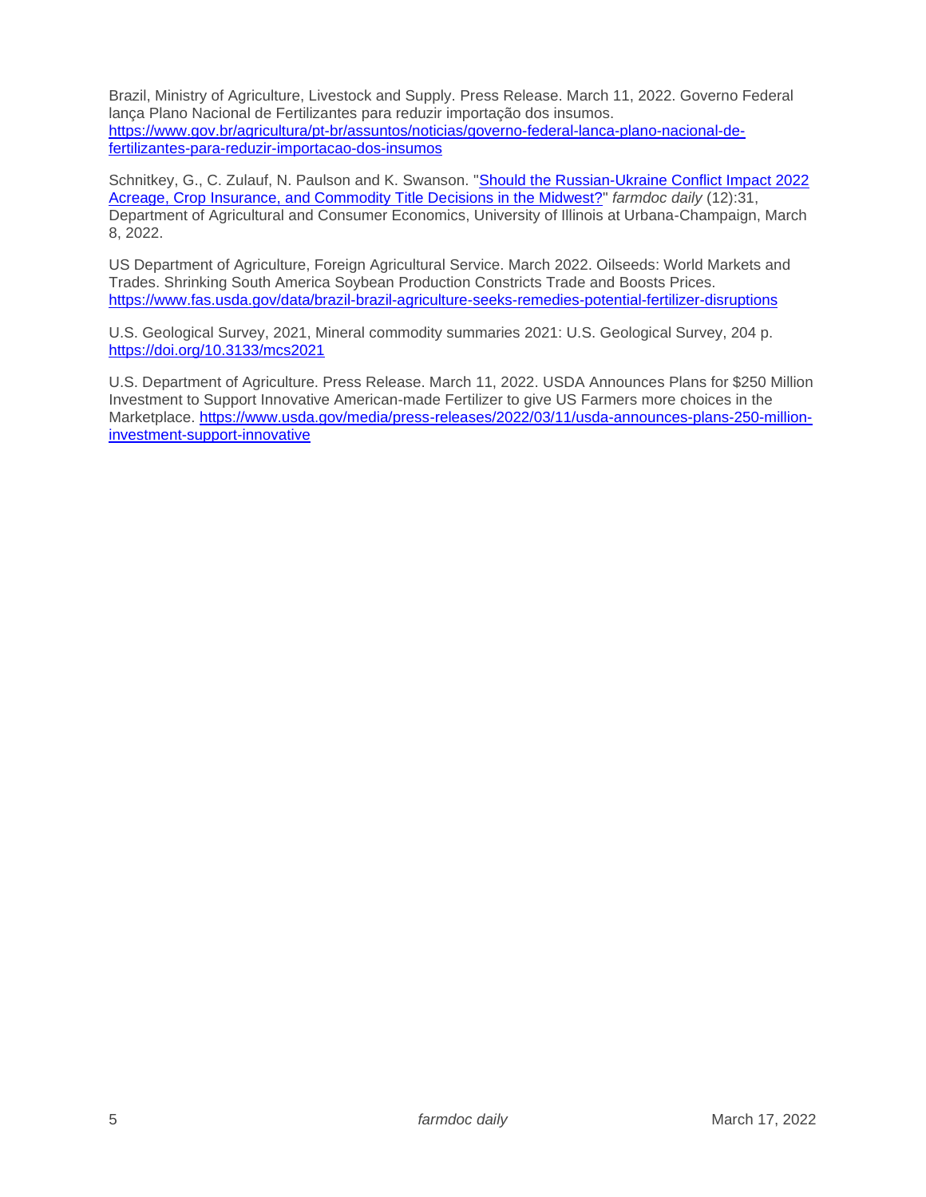Brazil, Ministry of Agriculture, Livestock and Supply. Press Release. March 11, 2022. Governo Federal lança Plano Nacional de Fertilizantes para reduzir importação dos insumos. https://www.gov.br/agricultura/pt-br/assuntos/noticias/governo-federal-lanca-plano-nacional-de-fertilizantes-para-reduzir-importacao-dos-insumos

Schnitkey, G., C. Zulauf, N. Paulson and K. Swanson. "Should the Russian-Ukraine Conflict Impact 2022 Acreage, Crop Insurance, and Commodity Title Decisions in the Midwest?" *farmdoc daily* (12):31, Department of Agricultural and Consumer Economics, University of Illinois at Urbana-Champaign, March 8, 2022.

US Department of Agriculture, Foreign Agricultural Service. March 2022. Oilseeds: World Markets and Trades. Shrinking South America Soybean Production Constricts Trade and Boosts Prices. https://www.fas.usda.gov/data/brazil-brazil-agriculture-seeks-remedies-potential-fertilizer-disruptions

U.S. Geological Survey, 2021, Mineral commodity summaries 2021: U.S. Geological Survey, 204 p. https://doi.org/10.3133/mcs2021

U.S. Department of Agriculture. Press Release. March 11, 2022. USDA Announces Plans for $250 Million Investment to Support Innovative American-made Fertilizer to give US Farmers more choices in the Marketplace. https://www.usda.gov/media/press-releases/2022/03/11/usda-announces-plans-250-million-investment-support-innovative